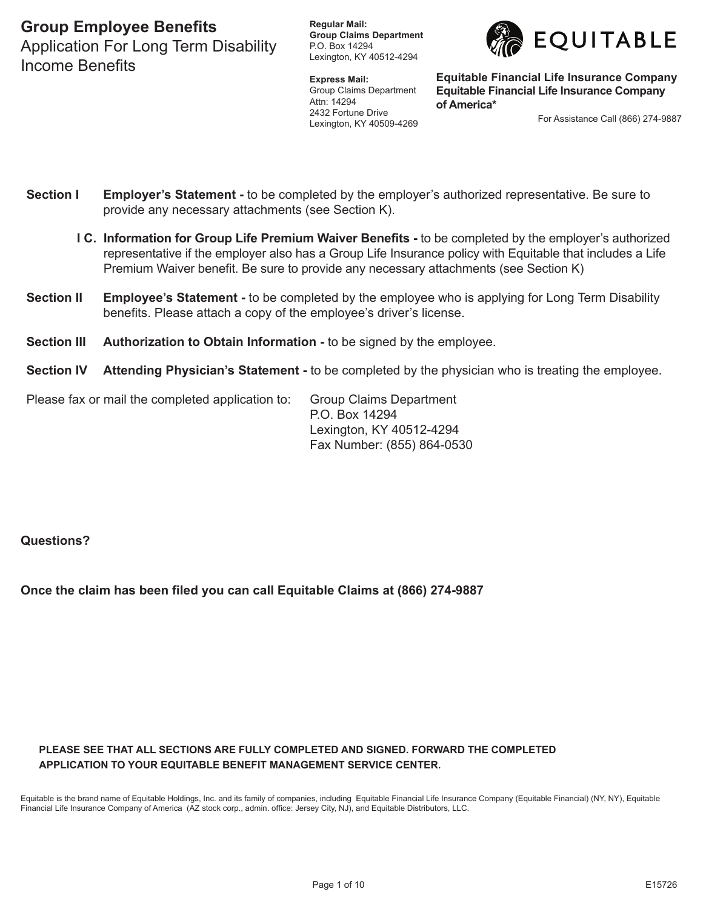# Group Employee Benefits

## Application For Long Term Disability Income Benefits

**Regular Mail:**
**Group Claims Department**
P.O. Box 14294
Lexington, KY 40512-4294

**Express Mail:**
Group Claims Department
Attn: 14294
2432 Fortune Drive
Lexington, KY 40509-4269

EQUITABLE

**Equitable Financial Life Insurance Company**
**Equitable Financial Life Insurance Company of America***

For Assistance Call (866) 274-9887

**Section I** **Employer's Statement -** to be completed by the employer's authorized representative. Be sure to provide any necessary attachments (see Section K).

**I C. Information for Group Life Premium Waiver Benefits -** to be completed by the employer's authorized representative if the employer also has a Group Life Insurance policy with Equitable that includes a Life Premium Waiver benefit. Be sure to provide any necessary attachments (see Section K)

**Section II** **Employee's Statement -** to be completed by the employee who is applying for Long Term Disability benefits. Please attach a copy of the employee's driver's license.

**Section III** **Authorization to Obtain Information -** to be signed by the employee.

**Section IV** **Attending Physician's Statement -** to be completed by the physician who is treating the employee.

Please fax or mail the completed application to:

Group Claims Department
P.O. Box 14294
Lexington, KY 40512-4294
Fax Number: (855) 864-0530

**Questions?**

**Once the claim has been filed you can call Equitable Claims at (866) 274-9887**

**PLEASE SEE THAT ALL SECTIONS ARE FULLY COMPLETED AND SIGNED. FORWARD THE COMPLETED APPLICATION TO YOUR EQUITABLE BENEFIT MANAGEMENT SERVICE CENTER.**

Equitable is the brand name of Equitable Holdings, Inc. and its family of companies, including Equitable Financial Life Insurance Company (Equitable Financial) (NY, NY), Equitable Financial Life Insurance Company of America (AZ stock corp., admin. office: Jersey City, NJ), and Equitable Distributors, LLC.

E15726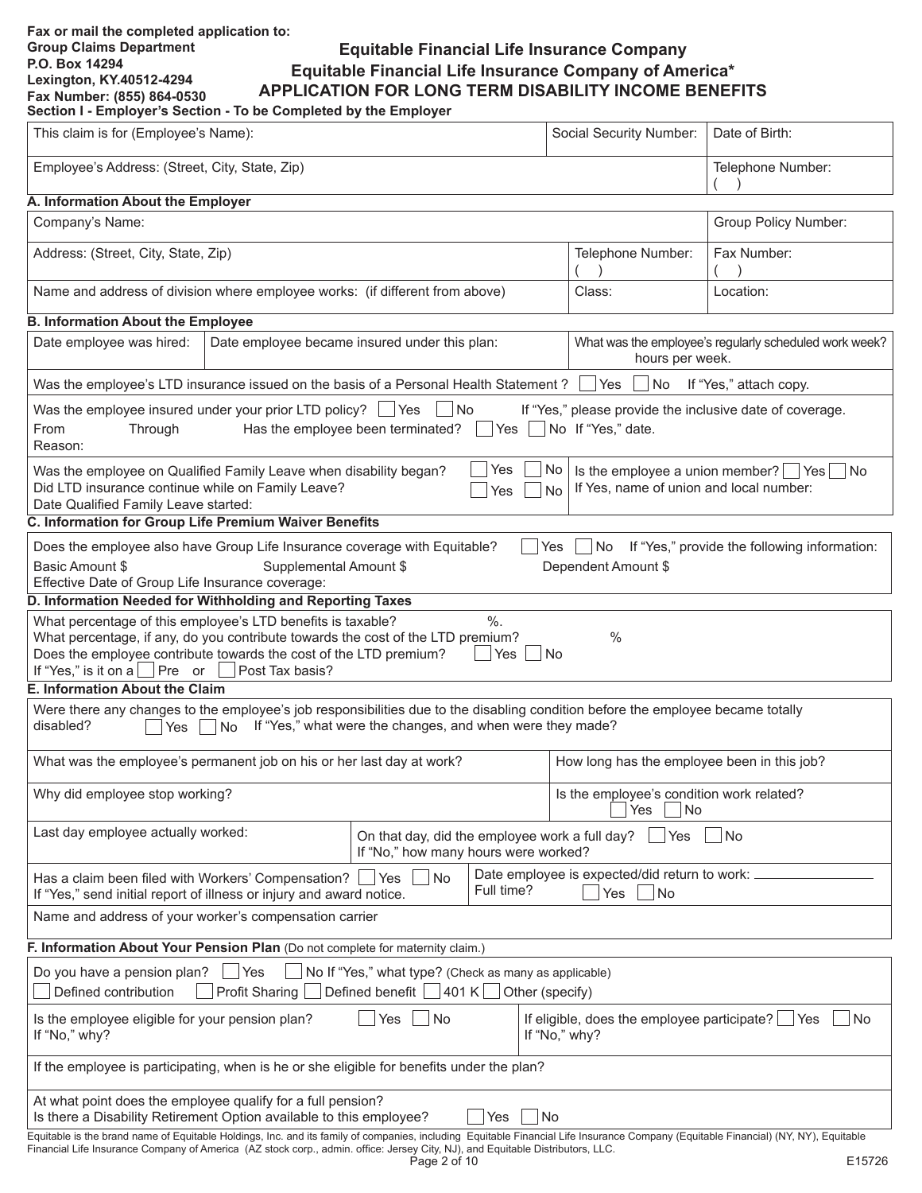Fax or mail the completed application to:
Group Claims Department
P.O. Box 14294
Lexington, KY.40512-4294
Fax Number: (855) 864-0530

# Equitable Financial Life Insurance Company
# Equitable Financial Life Insurance Company of America*
# APPLICATION FOR LONG TERM DISABILITY INCOME BENEFITS

## Section I - Employer's Section - To be Completed by the Employer

| This claim is for (Employee's Name): | Social Security Number: | Date of Birth: |
|---|---|---|
| Employee's Address: (Street, City, State, Zip) | | Telephone Number: ( ) |

### A. Information About the Employer

| Company's Name: | | Group Policy Number: |
|---|---|---|
| Address: (Street, City, State, Zip) | Telephone Number: ( ) | Fax Number: ( ) |
| Name and address of division where employee works: (if different from above) | Class: | Location: |

### B. Information About the Employee

| Date employee was hired: | Date employee became insured under this plan: | What was the employee's regularly scheduled work week? hours per week. |
|---|---|---|

Was the employee's LTD insurance issued on the basis of a Personal Health Statement ? ☐ Yes ☐ No If "Yes," attach copy.

Was the employee insured under your prior LTD policy? ☐ Yes ☐ No If "Yes," please provide the inclusive date of coverage.
From Through Has the employee been terminated? ☐ Yes ☐ No If "Yes," date.
Reason:

Was the employee on Qualified Family Leave when disability began? ☐ Yes ☐ No
Did LTD insurance continue while on Family Leave? ☐ Yes ☐ No
Date Qualified Family Leave started:
Is the employee a union member? ☐ Yes ☐ No
If Yes, name of union and local number:

### C. Information for Group Life Premium Waiver Benefits

Does the employee also have Group Life Insurance coverage with Equitable? ☐ Yes ☐ No If "Yes," provide the following information:
Basic Amount $ Supplemental Amount $ Dependent Amount $
Effective Date of Group Life Insurance coverage:

### D. Information Needed for Withholding and Reporting Taxes

What percentage of this employee's LTD benefits is taxable? %.
What percentage, if any, do you contribute towards the cost of the LTD premium? %
Does the employee contribute towards the cost of the LTD premium? ☐ Yes ☐ No
If "Yes," is it on a ☐ Pre or ☐ Post Tax basis?

### E. Information About the Claim

Were there any changes to the employee's job responsibilities due to the disabling condition before the employee became totally disabled? ☐ Yes ☐ No If "Yes," what were the changes, and when were they made?

| What was the employee's permanent job on his or her last day at work? | How long has the employee been in this job? |
|---|---|
| Why did employee stop working? | Is the employee's condition work related? ☐ Yes ☐ No |
| Last day employee actually worked: | On that day, did the employee work a full day? ☐ Yes ☐ No If "No," how many hours were worked? |
| Has a claim been filed with Workers' Compensation? ☐ Yes ☐ No If "Yes," send initial report of illness or injury and award notice. | Date employee is expected/did return to work: ________ Full time? ☐ Yes ☐ No |

Name and address of your worker's compensation carrier

### F. Information About Your Pension Plan (Do not complete for maternity claim.)

Do you have a pension plan? ☐ Yes ☐ No If "Yes," what type? (Check as many as applicable)
☐ Defined contribution ☐ Profit Sharing ☐ Defined benefit ☐ 401 K ☐ Other (specify)

| Is the employee eligible for your pension plan? ☐ Yes ☐ No If "No," why? | If eligible, does the employee participate? ☐ Yes ☐ No If "No," why? |
|---|---|

If the employee is participating, when is he or she eligible for benefits under the plan?

At what point does the employee qualify for a full pension?
Is there a Disability Retirement Option available to this employee? ☐ Yes ☐ No

Equitable is the brand name of Equitable Holdings, Inc. and its family of companies, including Equitable Financial Life Insurance Company (Equitable Financial) (NY, NY), Equitable Financial Life Insurance Company of America (AZ stock corp., admin. office: Jersey City, NJ), and Equitable Distributors, LLC.

E15726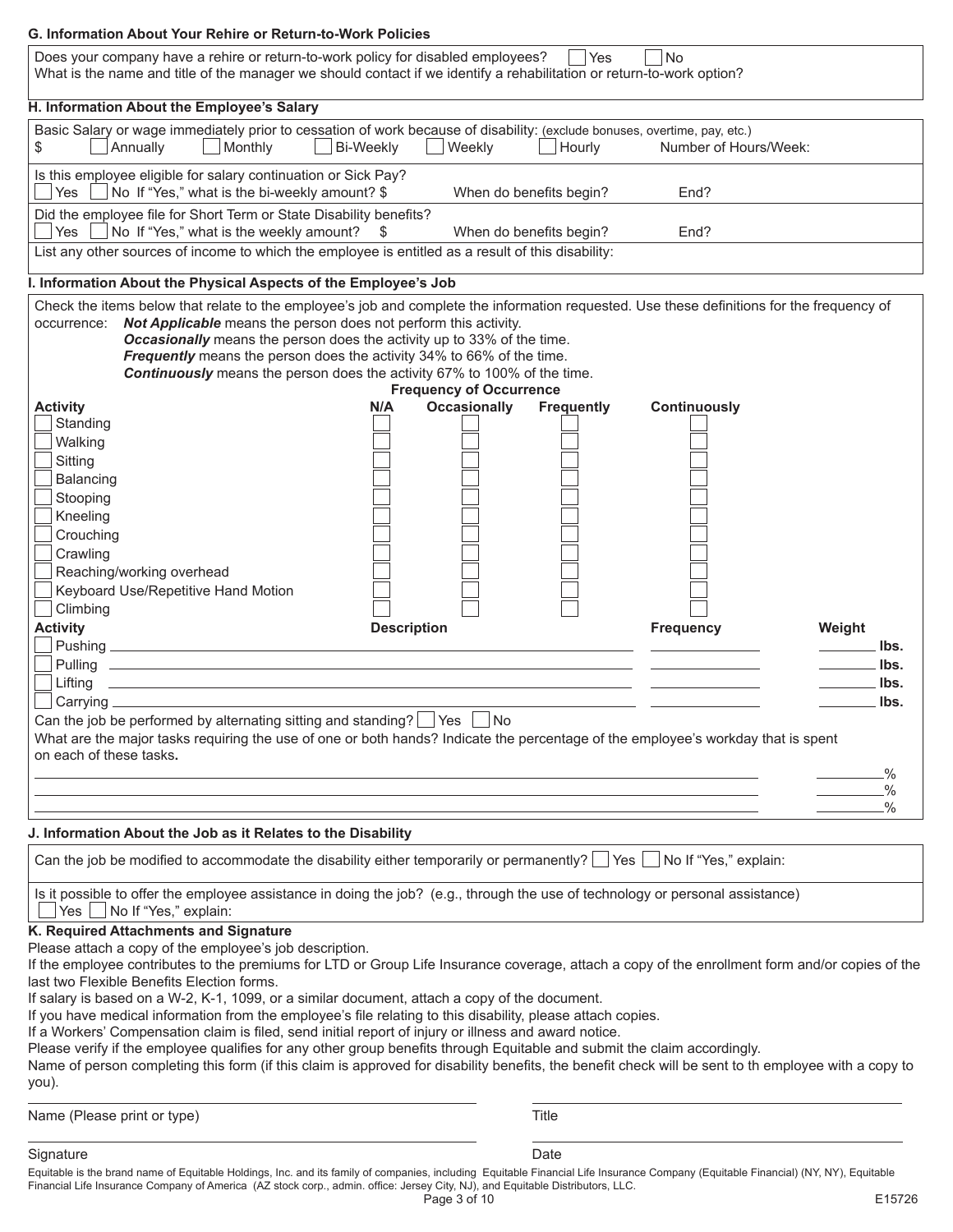### G. Information About Your Rehire or Return-to-Work Policies

Does your company have a rehire or return-to-work policy for disabled employees? ☐ Yes ☐ No

What is the name and title of the manager we should contact if we identify a rehabilitation or return-to-work option?

### H. Information About the Employee's Salary

Basic Salary or wage immediately prior to cessation of work because of disability: (exclude bonuses, overtime, pay, etc.)

$ ☐ Annually ☐ Monthly ☐ Bi-Weekly ☐ Weekly ☐ Hourly Number of Hours/Week:

Is this employee eligible for salary continuation or Sick Pay?

☐ Yes ☐ No If "Yes," what is the bi-weekly amount? $ When do benefits begin? End?

Did the employee file for Short Term or State Disability benefits?

☐ Yes ☐ No If "Yes," what is the weekly amount? $ When do benefits begin? End?

List any other sources of income to which the employee is entitled as a result of this disability:

### I. Information About the Physical Aspects of the Employee's Job

Check the items below that relate to the employee's job and complete the information requested. Use these definitions for the frequency of occurrence:

- ***Not Applicable*** means the person does not perform this activity.
- ***Occasionally*** means the person does the activity up to 33% of the time.
- ***Frequently*** means the person does the activity 34% to 66% of the time.
- ***Continuously*** means the person does the activity 67% to 100% of the time.

| Activity | Frequency of Occurrence | | | |
|---|---|---|---|---|
| | **N/A** | **Occasionally** | **Frequently** | **Continuously** |
| ☐ Standing | ☐ | ☐ | ☐ | ☐ |
| ☐ Walking | ☐ | ☐ | ☐ | ☐ |
| ☐ Sitting | ☐ | ☐ | ☐ | ☐ |
| ☐ Balancing | ☐ | ☐ | ☐ | ☐ |
| ☐ Stooping | ☐ | ☐ | ☐ | ☐ |
| ☐ Kneeling | ☐ | ☐ | ☐ | ☐ |
| ☐ Crouching | ☐ | ☐ | ☐ | ☐ |
| ☐ Crawling | ☐ | ☐ | ☐ | ☐ |
| ☐ Reaching/working overhead | ☐ | ☐ | ☐ | ☐ |
| ☐ Keyboard Use/Repetitive Hand Motion | ☐ | ☐ | ☐ | ☐ |
| ☐ Climbing | ☐ | ☐ | ☐ | ☐ |

| Activity | Description | Frequency | Weight |
|---|---|---|---|
| ☐ Pushing | | | _____ lbs. |
| ☐ Pulling | | | _____ lbs. |
| ☐ Lifting | | | _____ lbs. |
| ☐ Carrying | | | _____ lbs. |

Can the job be performed by alternating sitting and standing? ☐ Yes ☐ No

What are the major tasks requiring the use of one or both hands? Indicate the percentage of the employee's workday that is spent on each of these tasks.

_____________________________________________ _____%

_____________________________________________ _____%

_____________________________________________ _____%

### J. Information About the Job as it Relates to the Disability

Can the job be modified to accommodate the disability either temporarily or permanently? ☐ Yes ☐ No If "Yes," explain:

Is it possible to offer the employee assistance in doing the job? (e.g., through the use of technology or personal assistance)

☐ Yes ☐ No If "Yes," explain:

### K. Required Attachments and Signature

Please attach a copy of the employee's job description.

If the employee contributes to the premiums for LTD or Group Life Insurance coverage, attach a copy of the enrollment form and/or copies of the last two Flexible Benefits Election forms.

If salary is based on a W-2, K-1, 1099, or a similar document, attach a copy of the document.

If you have medical information from the employee's file relating to this disability, please attach copies.

If a Workers' Compensation claim is filed, send initial report of injury or illness and award notice.

Please verify if the employee qualifies for any other group benefits through Equitable and submit the claim accordingly.

Name of person completing this form (if this claim is approved for disability benefits, the benefit check will be sent to th employee with a copy to you).

Name (Please print or type) ______________________ Title ______________________

Signature ______________________ Date ______________________

Equitable is the brand name of Equitable Holdings, Inc. and its family of companies, including Equitable Financial Life Insurance Company (Equitable Financial) (NY, NY), Equitable Financial Life Insurance Company of America (AZ stock corp., admin. office: Jersey City, NJ), and Equitable Distributors, LLC.

E15726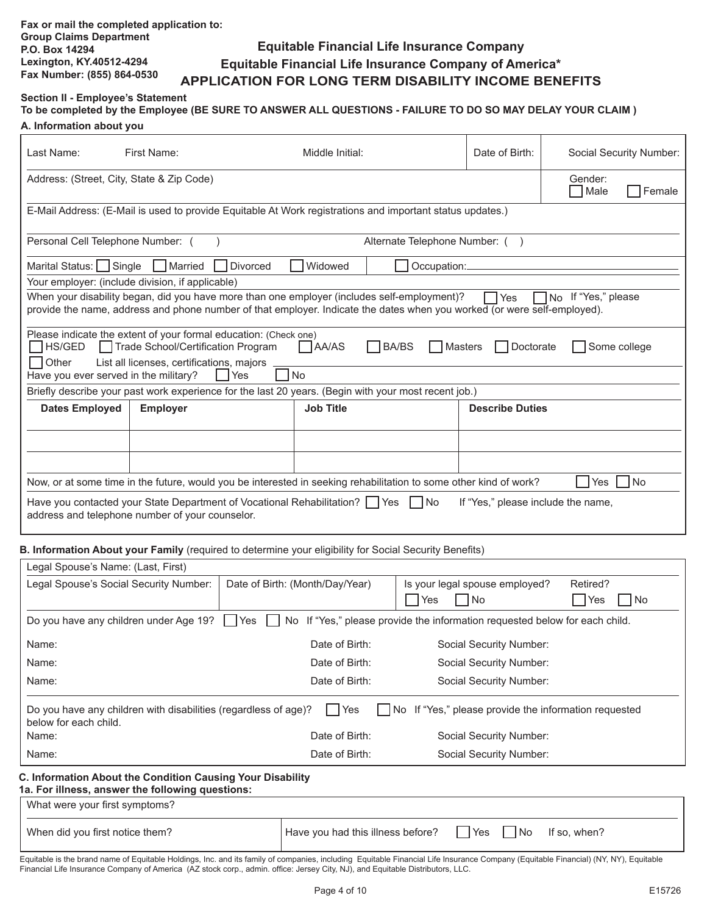Fax or mail the completed application to:
**Group Claims Department**
**P.O. Box 14294**
**Lexington, KY.40512-4294**
**Fax Number: (855) 864-0530**

# Equitable Financial Life Insurance Company
# Equitable Financial Life Insurance Company of America*
## APPLICATION FOR LONG TERM DISABILITY INCOME BENEFITS

**Section II - Employee's Statement**
**To be completed by the Employee (BE SURE TO ANSWER ALL QUESTIONS - FAILURE TO DO SO MAY DELAY YOUR CLAIM )**

### A. Information about you

| Last Name: | First Name: | Middle Initial: | Date of Birth: | Social Security Number: |
|---|---|---|---|---|

Address: (Street, City, State & Zip Code)

Gender: ☐ Male ☐ Female

E-Mail Address: (E-Mail is used to provide Equitable At Work registrations and important status updates.)

Personal Cell Telephone Number: (    )

Alternate Telephone Number: (    )

Marital Status: ☐ Single ☐ Married ☐ Divorced ☐ Widowed

☐ Occupation: ______________________

Your employer: (include division, if applicable)

When your disability began, did you have more than one employer (includes self-employment)? ☐ Yes ☐ No If "Yes," please provide the name, address and phone number of that employer. Indicate the dates when you worked (or were self-employed).

Please indicate the extent of your formal education: (Check one)
☐ HS/GED ☐ Trade School/Certification Program ☐ AA/AS ☐ BA/BS ☐ Masters ☐ Doctorate ☐ Some college
☐ Other List all licenses, certifications, majors ______________________

Have you ever served in the military? ☐ Yes ☐ No

Briefly describe your past work experience for the last 20 years. (Begin with your most recent job.)

| Dates Employed | Employer | Job Title | Describe Duties |
|---|---|---|---|
| | | | |
| | | | |

Now, or at some time in the future, would you be interested in seeking rehabilitation to some other kind of work? ☐ Yes ☐ No

Have you contacted your State Department of Vocational Rehabilitation? ☐ Yes ☐ No If "Yes," please include the name, address and telephone number of your counselor.

### B. Information About your Family (required to determine your eligibility for Social Security Benefits)

Legal Spouse's Name: (Last, First)

| Legal Spouse's Social Security Number: | Date of Birth: (Month/Day/Year) | Is your legal spouse employed? ☐ Yes ☐ No | Retired? ☐ Yes ☐ No |
|---|---|---|---|

Do you have any children under Age 19? ☐ Yes ☐ No If "Yes," please provide the information requested below for each child.

| Name: | Date of Birth: | Social Security Number: |
|---|---|---|
| Name: | Date of Birth: | Social Security Number: |
| Name: | Date of Birth: | Social Security Number: |

Do you have any children with disabilities (regardless of age)? ☐ Yes ☐ No If "Yes," please provide the information requested below for each child.

| Name: | Date of Birth: | Social Security Number: |
|---|---|---|
| Name: | Date of Birth: | Social Security Number: |

### C. Information About the Condition Causing Your Disability

**1a. For illness, answer the following questions:**

What were your first symptoms?

| When did you first notice them? | Have you had this illness before? ☐ Yes ☐ No If so, when? |
|---|---|

Equitable is the brand name of Equitable Holdings, Inc. and its family of companies, including Equitable Financial Life Insurance Company (Equitable Financial) (NY, NY), Equitable Financial Life Insurance Company of America (AZ stock corp., admin. office: Jersey City, NJ), and Equitable Distributors, LLC.

E15726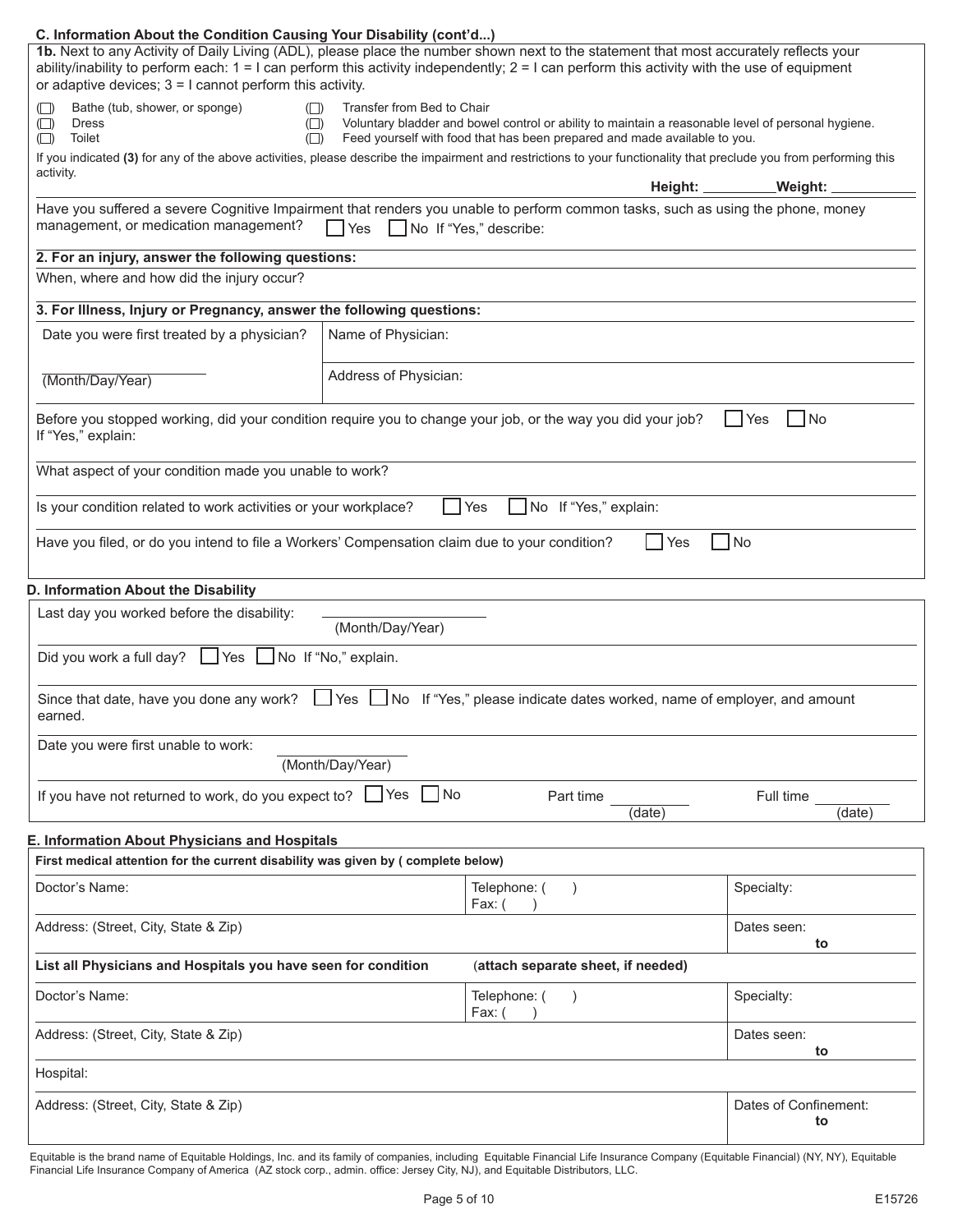### C. Information About the Condition Causing Your Disability (cont'd...)

**1b.** Next to any Activity of Daily Living (ADL), please place the number shown next to the statement that most accurately reflects your ability/inability to perform each: 1 = I can perform this activity independently; 2 = I can perform this activity with the use of equipment or adaptive devices; 3 = I cannot perform this activity.

| | |
|---|---|
| ( ) Bathe (tub, shower, or sponge) | ( ) Transfer from Bed to Chair |
| ( ) Dress | ( ) Voluntary bladder and bowel control or ability to maintain a reasonable level of personal hygiene. |
| ( ) Toilet | ( ) Feed yourself with food that has been prepared and made available to you. |

If you indicated **(3)** for any of the above activities, please describe the impairment and restrictions to your functionality that preclude you from performing this activity.

**Height:** __________ **Weight:** __________

Have you suffered a severe Cognitive Impairment that renders you unable to perform common tasks, such as using the phone, money management, or medication management? ☐ Yes ☐ No If "Yes," describe:

**2. For an injury, answer the following questions:**

When, where and how did the injury occur?

**3. For Illness, Injury or Pregnancy, answer the following questions:**

| Date you were first treated by a physician? | Name of Physician: |
|---|---|
| __________ (Month/Day/Year) | Address of Physician: |

Before you stopped working, did your condition require you to change your job, or the way you did your job? ☐ Yes ☐ No
If "Yes," explain:

What aspect of your condition made you unable to work?

Is your condition related to work activities or your workplace? ☐ Yes ☐ No If "Yes," explain:

Have you filed, or do you intend to file a Workers' Compensation claim due to your condition? ☐ Yes ☐ No

### D. Information About the Disability

Last day you worked before the disability: __________ (Month/Day/Year)

Did you work a full day? ☐ Yes ☐ No If "No," explain.

Since that date, have you done any work? ☐ Yes ☐ No If "Yes," please indicate dates worked, name of employer, and amount earned.

Date you were first unable to work: __________ (Month/Day/Year)

If you have not returned to work, do you expect to? ☐ Yes ☐ No Part time __________ (date) Full time __________ (date)

### E. Information About Physicians and Hospitals

**First medical attention for the current disability was given by ( complete below)**

| Doctor's Name: | Telephone: ( ) Fax: ( ) | Specialty: |
|---|---|---|
| Address: (Street, City, State & Zip) | | Dates seen: **to** |

**List all Physicians and Hospitals you have seen for condition** (**attach separate sheet, if needed**)

| Doctor's Name: | Telephone: ( ) Fax: ( ) | Specialty: |
|---|---|---|
| Address: (Street, City, State & Zip) | | Dates seen: **to** |
| Hospital: | | |
| Address: (Street, City, State & Zip) | | Dates of Confinement: **to** |

Equitable is the brand name of Equitable Holdings, Inc. and its family of companies, including Equitable Financial Life Insurance Company (Equitable Financial) (NY, NY), Equitable Financial Life Insurance Company of America (AZ stock corp., admin. office: Jersey City, NJ), and Equitable Distributors, LLC.

E15726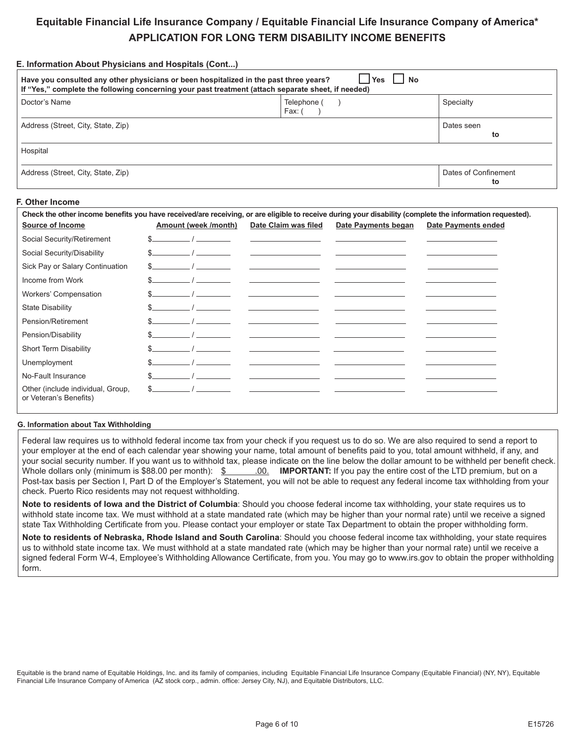# Equitable Financial Life Insurance Company / Equitable Financial Life Insurance Company of America*
## APPLICATION FOR LONG TERM DISABILITY INCOME BENEFITS

### E. Information About Physicians and Hospitals (Cont...)

**Have you consulted any other physicians or been hospitalized in the past three years?** ☐ **Yes** ☐ **No**
**If "Yes," complete the following concerning your past treatment (attach separate sheet, if needed)**

| Doctor's Name | Telephone (   )<br>Fax: (   ) | Specialty |
|---|---|---|
| Address (Street, City, State, Zip) | | Dates seen<br>**to** |
| Hospital | | |
| Address (Street, City, State, Zip) | | Dates of Confinement<br>**to** |

### F. Other Income

**Check the other income benefits you have received/are receiving, or are eligible to receive during your disability (complete the information requested).**

| Source of Income | Amount (week /month) | Date Claim was filed | Date Payments began | Date Payments ended |
|---|---|---|---|---|
| Social Security/Retirement | $______ / ______ | | | |
| Social Security/Disability | $______ / ______ | | | |
| Sick Pay or Salary Continuation | $______ / ______ | | | |
| Income from Work | $______ / ______ | | | |
| Workers' Compensation | $______ / ______ | | | |
| State Disability | $______ / ______ | | | |
| Pension/Retirement | $______ / ______ | | | |
| Pension/Disability | $______ / ______ | | | |
| Short Term Disability | $______ / ______ | | | |
| Unemployment | $______ / ______ | | | |
| No-Fault Insurance | $______ / ______ | | | |
| Other (include individual, Group, or Veteran's Benefits) | $______ / ______ | | | |

### G. Information about Tax Withholding

Federal law requires us to withhold federal income tax from your check if you request us to do so. We are also required to send a report to your employer at the end of each calendar year showing your name, total amount of benefits paid to you, total amount withheld, if any, and your social security number. If you want us to withhold tax, please indicate on the line below the dollar amount to be withheld per benefit check. Whole dollars only (minimum is $88.00 per month): $______.00. **IMPORTANT:** If you pay the entire cost of the LTD premium, but on a Post-tax basis per Section I, Part D of the Employer's Statement, you will not be able to request any federal income tax withholding from your check. Puerto Rico residents may not request withholding.

**Note to residents of Iowa and the District of Columbia**: Should you choose federal income tax withholding, your state requires us to withhold state income tax. We must withhold at a state mandated rate (which may be higher than your normal rate) until we receive a signed state Tax Withholding Certificate from you. Please contact your employer or state Tax Department to obtain the proper withholding form.

**Note to residents of Nebraska, Rhode Island and South Carolina**: Should you choose federal income tax withholding, your state requires us to withhold state income tax. We must withhold at a state mandated rate (which may be higher than your normal rate) until we receive a signed federal Form W-4, Employee's Withholding Allowance Certificate, from you. You may go to www.irs.gov to obtain the proper withholding form.

Equitable is the brand name of Equitable Holdings, Inc. and its family of companies, including Equitable Financial Life Insurance Company (Equitable Financial) (NY, NY), Equitable Financial Life Insurance Company of America (AZ stock corp., admin. office: Jersey City, NJ), and Equitable Distributors, LLC.

E15726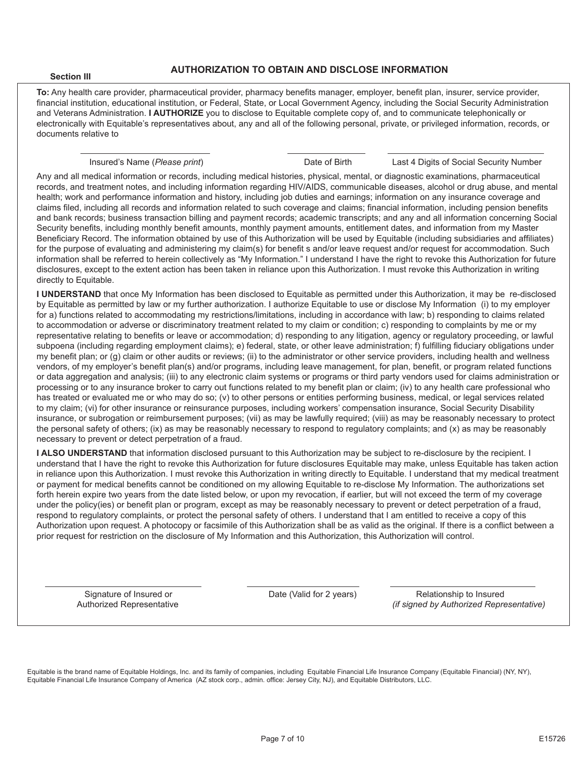**Section III**

## AUTHORIZATION TO OBTAIN AND DISCLOSE INFORMATION

**To:** Any health care provider, pharmaceutical provider, pharmacy benefits manager, employer, benefit plan, insurer, service provider, financial institution, educational institution, or Federal, State, or Local Government Agency, including the Social Security Administration and Veterans Administration. **I AUTHORIZE** you to disclose to Equitable complete copy of, and to communicate telephonically or electronically with Equitable's representatives about, any and all of the following personal, private, or privileged information, records, or documents relative to

| Insured's Name (*Please print*) | Date of Birth | Last 4 Digits of Social Security Number |
|---|---|---|
| | | |

Any and all medical information or records, including medical histories, physical, mental, or diagnostic examinations, pharmaceutical records, and treatment notes, and including information regarding HIV/AIDS, communicable diseases, alcohol or drug abuse, and mental health; work and performance information and history, including job duties and earnings; information on any insurance coverage and claims filed, including all records and information related to such coverage and claims; financial information, including pension benefits and bank records; business transaction billing and payment records; academic transcripts; and any and all information concerning Social Security benefits, including monthly benefit amounts, monthly payment amounts, entitlement dates, and information from my Master Beneficiary Record. The information obtained by use of this Authorization will be used by Equitable (including subsidiaries and affiliates) for the purpose of evaluating and administering my claim(s) for benefit s and/or leave request and/or request for accommodation. Such information shall be referred to herein collectively as "My Information." I understand I have the right to revoke this Authorization for future disclosures, except to the extent action has been taken in reliance upon this Authorization. I must revoke this Authorization in writing directly to Equitable.

**I UNDERSTAND** that once My Information has been disclosed to Equitable as permitted under this Authorization, it may be re-disclosed by Equitable as permitted by law or my further authorization. I authorize Equitable to use or disclose My Information (i) to my employer for a) functions related to accommodating my restrictions/limitations, including in accordance with law; b) responding to claims related to accommodation or adverse or discriminatory treatment related to my claim or condition; c) responding to complaints by me or my representative relating to benefits or leave or accommodation; d) responding to any litigation, agency or regulatory proceeding, or lawful subpoena (including regarding employment claims); e) federal, state, or other leave administration; f) fulfilling fiduciary obligations under my benefit plan; or (g) claim or other audits or reviews; (ii) to the administrator or other service providers, including health and wellness vendors, of my employer's benefit plan(s) and/or programs, including leave management, for plan, benefit, or program related functions or data aggregation and analysis; (iii) to any electronic claim systems or programs or third party vendors used for claims administration or processing or to any insurance broker to carry out functions related to my benefit plan or claim; (iv) to any health care professional who has treated or evaluated me or who may do so; (v) to other persons or entities performing business, medical, or legal services related to my claim; (vi) for other insurance or reinsurance purposes, including workers' compensation insurance, Social Security Disability insurance, or subrogation or reimbursement purposes; (vii) as may be lawfully required; (viii) as may be reasonably necessary to protect the personal safety of others; (ix) as may be reasonably necessary to respond to regulatory complaints; and (x) as may be reasonably necessary to prevent or detect perpetration of a fraud.

**I ALSO UNDERSTAND** that information disclosed pursuant to this Authorization may be subject to re-disclosure by the recipient. I understand that I have the right to revoke this Authorization for future disclosures Equitable may make, unless Equitable has taken action in reliance upon this Authorization. I must revoke this Authorization in writing directly to Equitable. I understand that my medical treatment or payment for medical benefits cannot be conditioned on my allowing Equitable to re-disclose My Information. The authorizations set forth herein expire two years from the date listed below, or upon my revocation, if earlier, but will not exceed the term of my coverage under the policy(ies) or benefit plan or program, except as may be reasonably necessary to prevent or detect perpetration of a fraud, respond to regulatory complaints, or protect the personal safety of others. I understand that I am entitled to receive a copy of this Authorization upon request. A photocopy or facsimile of this Authorization shall be as valid as the original. If there is a conflict between a prior request for restriction on the disclosure of My Information and this Authorization, this Authorization will control.

| Signature of Insured or Authorized Representative | Date (Valid for 2 years) | Relationship to Insured *(if signed by Authorized Representative)* |
|---|---|---|
| | | |

Equitable is the brand name of Equitable Holdings, Inc. and its family of companies, including Equitable Financial Life Insurance Company (Equitable Financial) (NY, NY), Equitable Financial Life Insurance Company of America (AZ stock corp., admin. office: Jersey City, NJ), and Equitable Distributors, LLC.

E15726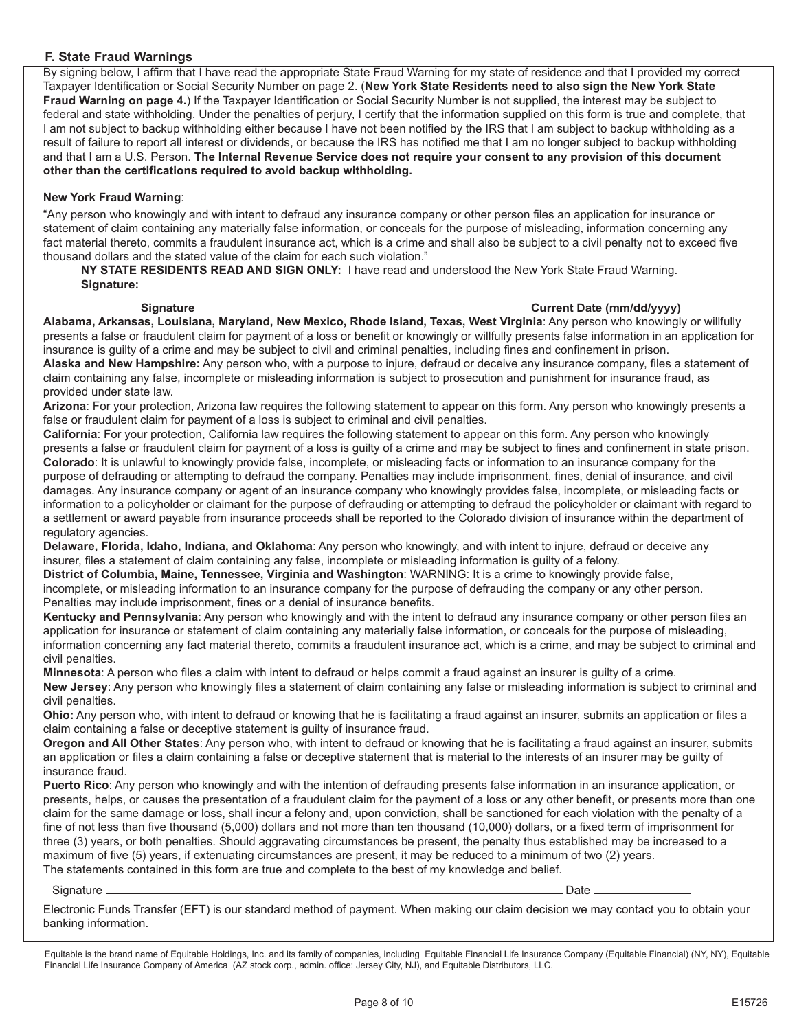## F. State Fraud Warnings

By signing below, I affirm that I have read the appropriate State Fraud Warning for my state of residence and that I provided my correct Taxpayer Identification or Social Security Number on page 2. (**New York State Residents need to also sign the New York State Fraud Warning on page 4.**) If the Taxpayer Identification or Social Security Number is not supplied, the interest may be subject to federal and state withholding. Under the penalties of perjury, I certify that the information supplied on this form is true and complete, that I am not subject to backup withholding either because I have not been notified by the IRS that I am subject to backup withholding as a result of failure to report all interest or dividends, or because the IRS has notified me that I am no longer subject to backup withholding and that I am a U.S. Person. **The Internal Revenue Service does not require your consent to any provision of this document other than the certifications required to avoid backup withholding.**

**New York Fraud Warning**:

"Any person who knowingly and with intent to defraud any insurance company or other person files an application for insurance or statement of claim containing any materially false information, or conceals for the purpose of misleading, information concerning any fact material thereto, commits a fraudulent insurance act, which is a crime and shall also be subject to a civil penalty not to exceed five thousand dollars and the stated value of the claim for each such violation."

**NY STATE RESIDENTS READ AND SIGN ONLY:** I have read and understood the New York State Fraud Warning.
**Signature:**

**Signature** **Current Date (mm/dd/yyyy)**

**Alabama, Arkansas, Louisiana, Maryland, New Mexico, Rhode Island, Texas, West Virginia**: Any person who knowingly or willfully presents a false or fraudulent claim for payment of a loss or benefit or knowingly or willfully presents false information in an application for insurance is guilty of a crime and may be subject to civil and criminal penalties, including fines and confinement in prison.

**Alaska and New Hampshire:** Any person who, with a purpose to injure, defraud or deceive any insurance company, files a statement of claim containing any false, incomplete or misleading information is subject to prosecution and punishment for insurance fraud, as provided under state law.

**Arizona**: For your protection, Arizona law requires the following statement to appear on this form. Any person who knowingly presents a false or fraudulent claim for payment of a loss is subject to criminal and civil penalties.

**California**: For your protection, California law requires the following statement to appear on this form. Any person who knowingly presents a false or fraudulent claim for payment of a loss is guilty of a crime and may be subject to fines and confinement in state prison.

**Colorado**: It is unlawful to knowingly provide false, incomplete, or misleading facts or information to an insurance company for the purpose of defrauding or attempting to defraud the company. Penalties may include imprisonment, fines, denial of insurance, and civil damages. Any insurance company or agent of an insurance company who knowingly provides false, incomplete, or misleading facts or information to a policyholder or claimant for the purpose of defrauding or attempting to defraud the policyholder or claimant with regard to a settlement or award payable from insurance proceeds shall be reported to the Colorado division of insurance within the department of regulatory agencies.

**Delaware, Florida, Idaho, Indiana, and Oklahoma**: Any person who knowingly, and with intent to injure, defraud or deceive any insurer, files a statement of claim containing any false, incomplete or misleading information is guilty of a felony.

**District of Columbia, Maine, Tennessee, Virginia and Washington**: WARNING: It is a crime to knowingly provide false, incomplete, or misleading information to an insurance company for the purpose of defrauding the company or any other person. Penalties may include imprisonment, fines or a denial of insurance benefits.

**Kentucky and Pennsylvania**: Any person who knowingly and with the intent to defraud any insurance company or other person files an application for insurance or statement of claim containing any materially false information, or conceals for the purpose of misleading, information concerning any fact material thereto, commits a fraudulent insurance act, which is a crime, and may be subject to criminal and civil penalties.

**Minnesota**: A person who files a claim with intent to defraud or helps commit a fraud against an insurer is guilty of a crime.

**New Jersey**: Any person who knowingly files a statement of claim containing any false or misleading information is subject to criminal and civil penalties.

**Ohio:** Any person who, with intent to defraud or knowing that he is facilitating a fraud against an insurer, submits an application or files a claim containing a false or deceptive statement is guilty of insurance fraud.

**Oregon and All Other States**: Any person who, with intent to defraud or knowing that he is facilitating a fraud against an insurer, submits an application or files a claim containing a false or deceptive statement that is material to the interests of an insurer may be guilty of insurance fraud.

**Puerto Rico**: Any person who knowingly and with the intention of defrauding presents false information in an insurance application, or presents, helps, or causes the presentation of a fraudulent claim for the payment of a loss or any other benefit, or presents more than one claim for the same damage or loss, shall incur a felony and, upon conviction, shall be sanctioned for each violation with the penalty of a fine of not less than five thousand (5,000) dollars and not more than ten thousand (10,000) dollars, or a fixed term of imprisonment for three (3) years, or both penalties. Should aggravating circumstances be present, the penalty thus established may be increased to a maximum of five (5) years, if extenuating circumstances are present, it may be reduced to a minimum of two (2) years.

The statements contained in this form are true and complete to the best of my knowledge and belief.

Signature ____________________________________________ Date ______________

Electronic Funds Transfer (EFT) is our standard method of payment. When making our claim decision we may contact you to obtain your banking information.

Equitable is the brand name of Equitable Holdings, Inc. and its family of companies, including Equitable Financial Life Insurance Company (Equitable Financial) (NY, NY), Equitable Financial Life Insurance Company of America (AZ stock corp., admin. office: Jersey City, NJ), and Equitable Distributors, LLC.

E15726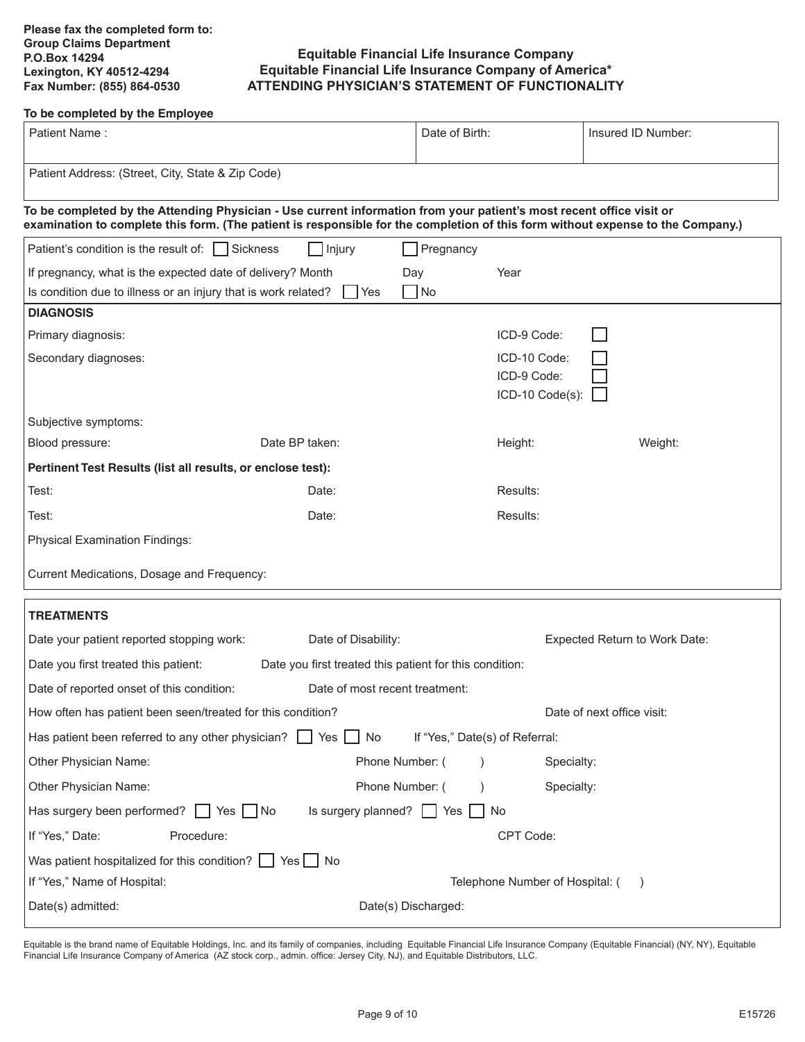Please fax the completed form to:
Group Claims Department
P.O.Box 14294
Lexington, KY 40512-4294
Fax Number: (855) 864-0530

# Equitable Financial Life Insurance Company
# Equitable Financial Life Insurance Company of America*
# ATTENDING PHYSICIAN'S STATEMENT OF FUNCTIONALITY

**To be completed by the Employee**

| Patient Name : | Date of Birth: | Insured ID Number: |
|---|---|---|
| Patient Address: (Street, City, State & Zip Code) | | |

**To be completed by the Attending Physician - Use current information from your patient's most recent office visit or examination to complete this form. (The patient is responsible for the completion of this form without expense to the Company.)**

Patient's condition is the result of: ☐ Sickness ☐ Injury ☐ Pregnancy

If pregnancy, what is the expected date of delivery? Month Day Year

Is condition due to illness or an injury that is work related? ☐ Yes ☐ No

**DIAGNOSIS**

Primary diagnosis: ICD-9 Code: ☐

Secondary diagnoses: ICD-10 Code: ☐
ICD-9 Code: ☐
ICD-10 Code(s): ☐

Subjective symptoms:

Blood pressure: Date BP taken: Height: Weight:

**Pertinent Test Results (list all results, or enclose test):**

Test: Date: Results:

Test: Date: Results:

Physical Examination Findings:

Current Medications, Dosage and Frequency:

**TREATMENTS**

Date your patient reported stopping work: Date of Disability: Expected Return to Work Date:

Date you first treated this patient: Date you first treated this patient for this condition:

Date of reported onset of this condition: Date of most recent treatment:

How often has patient been seen/treated for this condition? Date of next office visit:

Has patient been referred to any other physician? ☐ Yes ☐ No If "Yes," Date(s) of Referral:

Other Physician Name: Phone Number: ( ) Specialty:

Other Physician Name: Phone Number: ( ) Specialty:

Has surgery been performed? ☐ Yes ☐ No Is surgery planned? ☐ Yes ☐ No

If "Yes," Date: Procedure: CPT Code:

Was patient hospitalized for this condition? ☐ Yes ☐ No

If "Yes," Name of Hospital: Telephone Number of Hospital: ( )

Date(s) admitted: Date(s) Discharged:

Equitable is the brand name of Equitable Holdings, Inc. and its family of companies, including Equitable Financial Life Insurance Company (Equitable Financial) (NY, NY), Equitable Financial Life Insurance Company of America (AZ stock corp., admin. office: Jersey City, NJ), and Equitable Distributors, LLC.

E15726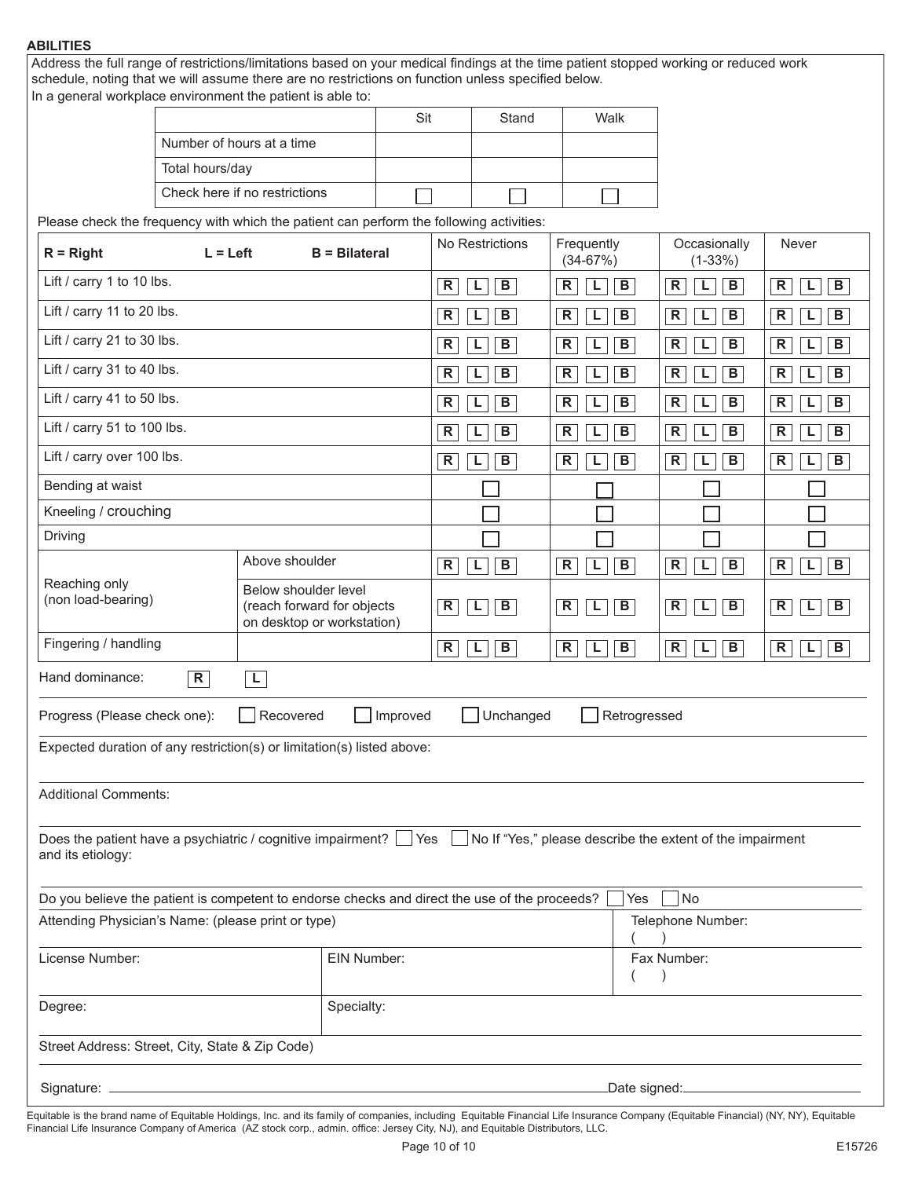**ABILITIES**

Address the full range of restrictions/limitations based on your medical findings at the time patient stopped working or reduced work schedule, noting that we will assume there are no restrictions on function unless specified below.

In a general workplace environment the patient is able to:

| | Sit | Stand | Walk |
|---|---|---|---|
| Number of hours at a time | | | |
| Total hours/day | | | |
| Check here if no restrictions | ☐ | ☐ | ☐ |

Please check the frequency with which the patient can perform the following activities:

| R = Right L = Left B = Bilateral | | No Restrictions | Frequently (34-67%) | Occasionally (1-33%) | Never |
|---|---|---|---|---|---|
| Lift / carry 1 to 10 lbs. | | R L B | R L B | R L B | R L B |
| Lift / carry 11 to 20 lbs. | | R L B | R L B | R L B | R L B |
| Lift / carry 21 to 30 lbs. | | R L B | R L B | R L B | R L B |
| Lift / carry 31 to 40 lbs. | | R L B | R L B | R L B | R L B |
| Lift / carry 41 to 50 lbs. | | R L B | R L B | R L B | R L B |
| Lift / carry 51 to 100 lbs. | | R L B | R L B | R L B | R L B |
| Lift / carry over 100 lbs. | | R L B | R L B | R L B | R L B |
| Bending at waist | | ☐ | ☐ | ☐ | ☐ |
| Kneeling / crouching | | ☐ | ☐ | ☐ | ☐ |
| Driving | | ☐ | ☐ | ☐ | ☐ |
| Reaching only (non load-bearing) | Above shoulder | R L B | R L B | R L B | R L B |
| | Below shoulder level (reach forward for objects on desktop or workstation) | R L B | R L B | R L B | R L B |
| Fingering / handling | | R L B | R L B | R L B | R L B |

Hand dominance: R L

Progress (Please check one): ☐ Recovered ☐ Improved ☐ Unchanged ☐ Retrogressed

Expected duration of any restriction(s) or limitation(s) listed above:

Additional Comments:

Does the patient have a psychiatric / cognitive impairment? ☐ Yes ☐ No If "Yes," please describe the extent of the impairment and its etiology:

Do you believe the patient is competent to endorse checks and direct the use of the proceeds? ☐ Yes ☐ No

| | | |
|---|---|---|
| Attending Physician's Name: (please print or type) | | Telephone Number: ( ) |
| License Number: | EIN Number: | Fax Number: ( ) |
| Degree: | Specialty: | |
| Street Address: Street, City, State & Zip Code) | | |

Signature: ______________________ Date signed: ______________

Equitable is the brand name of Equitable Holdings, Inc. and its family of companies, including Equitable Financial Life Insurance Company (Equitable Financial) (NY, NY), Equitable Financial Life Insurance Company of America (AZ stock corp., admin. office: Jersey City, NJ), and Equitable Distributors, LLC.

E15726